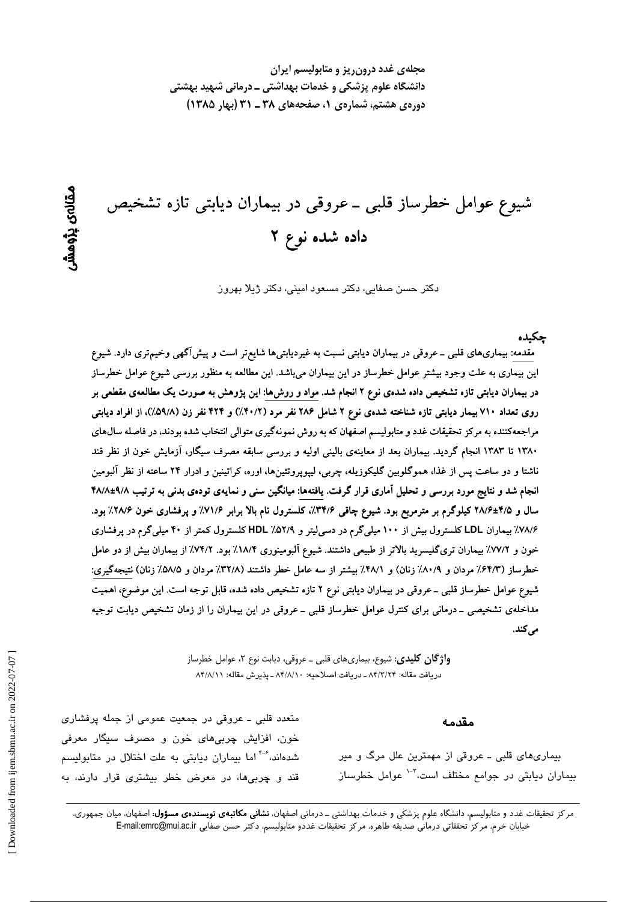مجله‌ی غدد درون‌ریز و متابولیسم ایران
دانشگاه علوم پزشکی و خدمات بهداشتی ـ درمانی شهید بهشتی
دوره‌ی هشتم، شماره‌ی ۱، صفحه‌های ۳۸ ـ ۳۱ (بهار ۱۳۸۵)

مقاله‌ی پژوهشی

# شیوع عوامل خطرساز قلبی ـ عروقی در بیماران دیابتی تازه تشخیص داده شده نوع ۲

دکتر حسن صفایی، دکتر مسعود امینی، دکتر ژیلا بهروز

## چکیده

مقدمه: بیماری‌های قلبی ـ عروقی در بیماران دیابتی نسبت به غیردیابتی‌ها شایع‌تر است و پیش‌آگهی وخیم‌تری دارد. شیوع این بیماری به علت وجود بیشتر عوامل خطرساز در این بیماران می‌باشد. این مطالعه به منظور بررسی شیوع عوامل خطرساز **در بیماران دیابتی تازه تشخیص داده شده‌ی نوع ۲ انجام شد. مواد و روش‌ها: این پژوهش به صورت یک مطالعه‌ی مقطعی بر روی تعداد ۷۱۰ بیمار دیابتی تازه شناخته شده‌ی نوع ۲ شامل ۲۸۶ نفر مرد (۴۰/۲٪) و ۴۲۴ نفر زن (۵۹/۸٪)، از افراد دیابتی مراجعه‌کننده به مرکز تحقیقات غدد و متابولیسم اصفهان که به روش نمونه‌گیری متوالی انتخاب شده بودند، در فاصله سال‌های ۱۳۸۰ تا ۱۳۸۳ انجام گردید. بیماران بعد از معاینه‌ی بالینی اولیه و بررسی سابقه مصرف سیگار، آزمایش خون از نظر قند ناشتا و دو ساعت پس از غذا، هموگلوبین گلیکوزیله، چربی، لیپوپروتئین‌ها، اوره، کراتینین و ادرار ۲۴ ساعته از نظر آلبومین انجام شد و نتایج مورد بررسی و تحلیل آماری قرار گرفت. یافته‌ها: میانگین سنی و نمایه‌ی توده‌ی بدنی به ترتیب ۹/۸±۴۸/۸ سال و ۴/۵±۲۸/۶ کیلوگرم بر مترمربع بود. شیوع چاقی ۳۴/۶٪، کلسترول تام بالا برابر ۷۱/۶٪ و پرفشاری خون ۲۸/۶٪ بود.** ۷۸/۶٪ بیماران LDL کلسترول بیش از ۱۰۰ میلی‌گرم در دسی‌لیتر و ۵۲/۹٪ HDL کلسترول کمتر از ۴۰ میلی‌گرم در پرفشاری خون و ۷۷/۲٪ بیماران تری‌گلیسرید بالاتر از طبیعی داشتند. شیوع آلبومینوری ۱۸/۴٪ بود. ۷۴/۲٪ از بیماران بیش از دو عامل خطرساز (۶۴/۳٪ مردان و ۸۰/۹٪ زنان) و ۴۸/۱٪ بیشتر از سه عامل خطر داشتند (۳۲/۸٪ مردان و ۵۸/۵٪ زنان) نتیجه‌گیری: شیوع عوامل خطرساز قلبی ـ عروقی در بیماران دیابتی نوع ۲ تازه تشخیص داده شده، قابل توجه است. این موضوع، اهمیت مداخله‌ی تشخیصی ـ درمانی برای کنترل عوامل خطرساز قلبی ـ عروقی در این بیماران را از زمان تشخیص دیابت توجیه می‌کند.

**واژگان کلیدی:** شیوع، بیماری‌های قلبی ـ عروقی، دیابت نوع ۲، عوامل خطرساز
دریافت مقاله: ۸۴/۳/۲۴ ـ دریافت اصلاحیه: ۸۴/۸/۱۰ ـ پذیرش مقاله: ۸۴/۸/۱۱

## مقدمه

بیماری‌های قلبی ـ عروقی از مهمترین علل مرگ و میر بیماران دیابتی در جوامع مختلف است،[۱-۳] عوامل خطرساز متعدد قلبی ـ عروقی در جمعیت عمومی از جمله پرفشاری خون، افزایش چربی‌های خون و مصرف سیگار معرفی شده‌اند،[۴-۶] اما بیماران دیابتی به علت اختلال در متابولیسم قند و چربی‌ها، در معرض خطر بیشتری قرار دارند، به

---

مرکز تحقیقات غدد و متابولیسم، دانشگاه علوم پزشکی و خدمات بهداشتی ـ درمانی اصفهان، **نشانی مکاتبه‌ی نویسنده‌ی مسؤول:** اصفهان، میان جمهوری، خیابان خرم، مرکز تحققاتی درمانی صدیقه طاهره، مرکز تحقیقات غددو متابولیسم، دکتر حسن صفایی E-mail:emrc@mui.ac.ir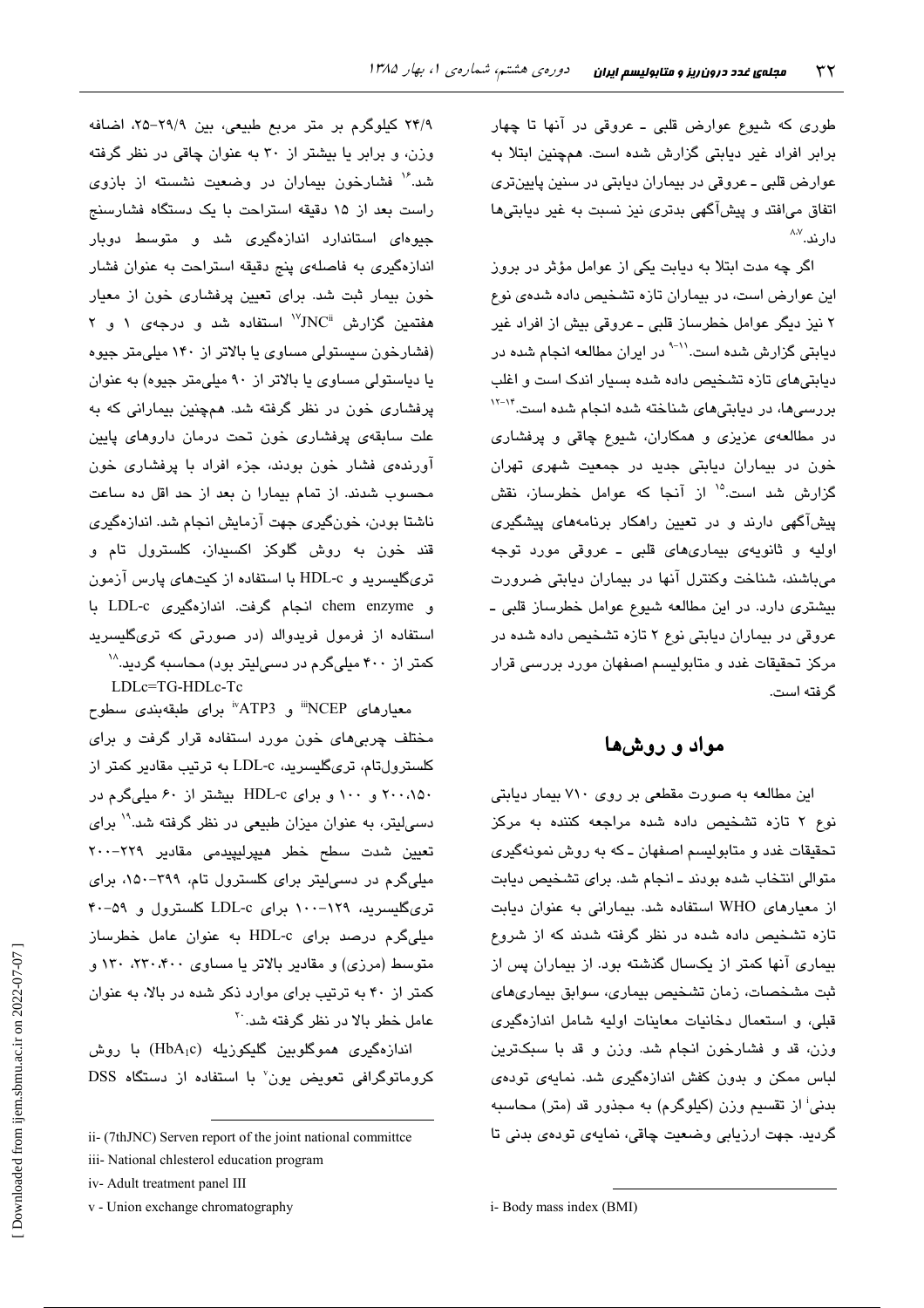طوری که شیوع عوارض قلبی ـ عروقی در آنها تا چهار برابر افراد غیر دیابتی گزارش شده است. همچنین ابتلا به عوارض قلبی ـ عروقی در بیماران دیابتی در سنین پایین‌تری اتفاق می‌افتد و پیش‌آگهی بدتری نیز نسبت به غیر دیابتی‌ها دارند.[۷،۸]

اگر چه مدت ابتلا به دیابت یکی از عوامل مؤثر در بروز این عوارض است، در بیماران تازه تشخیص داده شده‌ی نوع ۲ نیز دیگر عوامل خطرساز قلبی ـ عروقی بیش از افراد غیر دیابتی گزارش شده است.[۹-۱۱] در ایران مطالعه انجام شده در دیابتی‌های تازه تشخیص داده شده بسیار اندک است و اغلب بررسی‌ها، در دیابتی‌های شناخته شده انجام شده است.[۱۲-۱۴] در مطالعه‌ی عزیزی و همکاران، شیوع چاقی و پرفشاری خون در بیماران دیابتی جدید در جمعیت شهری تهران گزارش شد است.[۱۵] از آنجا که عوامل خطرساز، نقش پیش‌آگهی دارند و در تعیین راهکار برنامه‌های پیشگیری اولیه و ثانویه‌ی بیماری‌های قلبی ـ عروقی مورد توجه می‌باشند، شناخت وکنترل آنها در بیماران دیابتی ضرورت بیشتری دارد. در این مطالعه شیوع عوامل خطرساز قلبی ـ عروقی در بیماران دیابتی نوع ۲ تازه تشخیص داده شده در مرکز تحقیقات غدد و متابولیسم اصفهان مورد بررسی قرار گرفته است.

## مواد و روش‌ها

این مطالعه به صورت مقطعی بر روی ۷۱۰ بیمار دیابتی نوع ۲ تازه تشخیص داده شده مراجعه کننده به مرکز تحقیقات غدد و متابولیسم اصفهان ـ که به روش نمونه‌گیری متوالی انتخاب شده بودند ـ انجام شد. برای تشخیص دیابت از معیارهای WHO استفاده شد. بیمارانی به عنوان دیابت تازه تشخیص داده شده در نظر گرفته شدند که از شروع بیماری آنها کمتر از یکسال گذشته بود. از بیماران پس از ثبت مشخصات، زمان تشخیص بیماری، سوابق بیماری‌های قبلی، و استعمال دخانیات معاینات اولیه شامل اندازه‌گیری وزن، قد و فشارخون انجام شد. وزن و قد با سبک‌ترین لباس ممکن و بدون کفش اندازه‌گیری شد. نمایه‌ی توده‌ی بدنی[i] از تقسیم وزن (کیلوگرم) به مجذور قد (متر) محاسبه گردید. جهت ارزیابی وضعیت چاقی، نمایه‌ی توده‌ی بدنی تا ۲۴/۹ کیلوگرم بر متر مربع طبیعی، بین ۲۹/۹-۲۵، اضافه وزن، و برابر یا بیشتر از ۳۰ به عنوان چاقی در نظر گرفته شد.[۱۶] فشارخون بیماران در وضعیت نشسته از بازوی راست بعد از ۱۵ دقیقه استراحت با یک دستگاه فشارسنج جیوه‌ای استاندارد اندازه‌گیری شد و متوسط دوبار اندازه‌گیری به فاصله‌ی پنج دقیقه استراحت به عنوان فشار خون بیمار ثبت شد. برای تعیین پرفشاری خون از معیار هفتمین گزارش JNC[ii] [۱۷] استفاده شد و درجه‌ی ۱ و ۲ (فشارخون سیستولی مساوی یا بالاتر از ۱۴۰ میلی‌متر جیوه یا دیاستولی مساوی یا بالاتر از ۹۰ میلی‌متر جیوه) به عنوان پرفشاری خون در نظر گرفته شد. همچنین بیمارانی که به علت سابقه‌ی پرفشاری خون تحت درمان داروهای پایین آورنده‌ی فشار خون بودند، جزء افراد با پرفشاری خون محسوب شدند. از تمام بیمارا ن بعد از حد اقل ده ساعت ناشتا بودن، خون‌گیری جهت آزمایش انجام شد. اندازه‌گیری قند خون به روش گلوکز اکسیداز، کلسترول تام و تری‌گلیسرید و HDL-c با استفاده از کیت‌های پارس آزمون و chem enzyme انجام گرفت. اندازه‌گیری LDL-c با استفاده از فرمول فریدوالد (در صورتی که تری‌گلیسرید کمتر از ۴۰۰ میلی‌گرم در دسی‌لیتر بود) محاسبه گردید.[۱۸]

LDLc=TG-HDLc-Tc

معیارهای NCEP[iii] و ATP3[iv] برای طبقه‌بندی سطوح مختلف چربی‌های خون مورد استفاده قرار گرفت و برای کلسترول‌تام، تری‌گلیسرید، LDL-c به ترتیب مقادیر کمتر از ۲۰۰،۱۵۰ و ۱۰۰ و برای HDL-c بیشتر از ۶۰ میلی‌گرم در دسی‌لیتر، به عنوان میزان طبیعی در نظر گرفته شد.[۱۹] برای تعیین شدت سطح خطر هیپرلیپیدمی مقادیر ۲۲۹-۲۰۰ میلی‌گرم در دسی‌لیتر برای کلسترول تام، ۳۹۹-۱۵۰، برای تری‌گلیسرید، ۱۲۹-۱۰۰ برای LDL-c کلسترول و ۵۹-۴۰ میلی‌گرم درصد برای HDL-c به عنوان عامل خطرساز متوسط (مرزی) و مقادیر بالاتر یا مساوی ۲۳۰،۴۰۰، ۱۳۰ و کمتر از ۴۰ به ترتیب برای موارد ذکر شده در بالا، به عنوان عامل خطر بالا در نظر گرفته شد.[۲۰]

اندازه‌گیری هموگلوبین گلیکوزیله ($HbA_1c$) با روش کروماتوگرافی تعویض یون[v] با استفاده از دستگاه DSS

---

i- Body mass index (BMI)

ii- (7thJNC) Serven report of the joint national committce

iii- National chlesterol education program

iv- Adult treatment panel III

v - Union exchange chromatography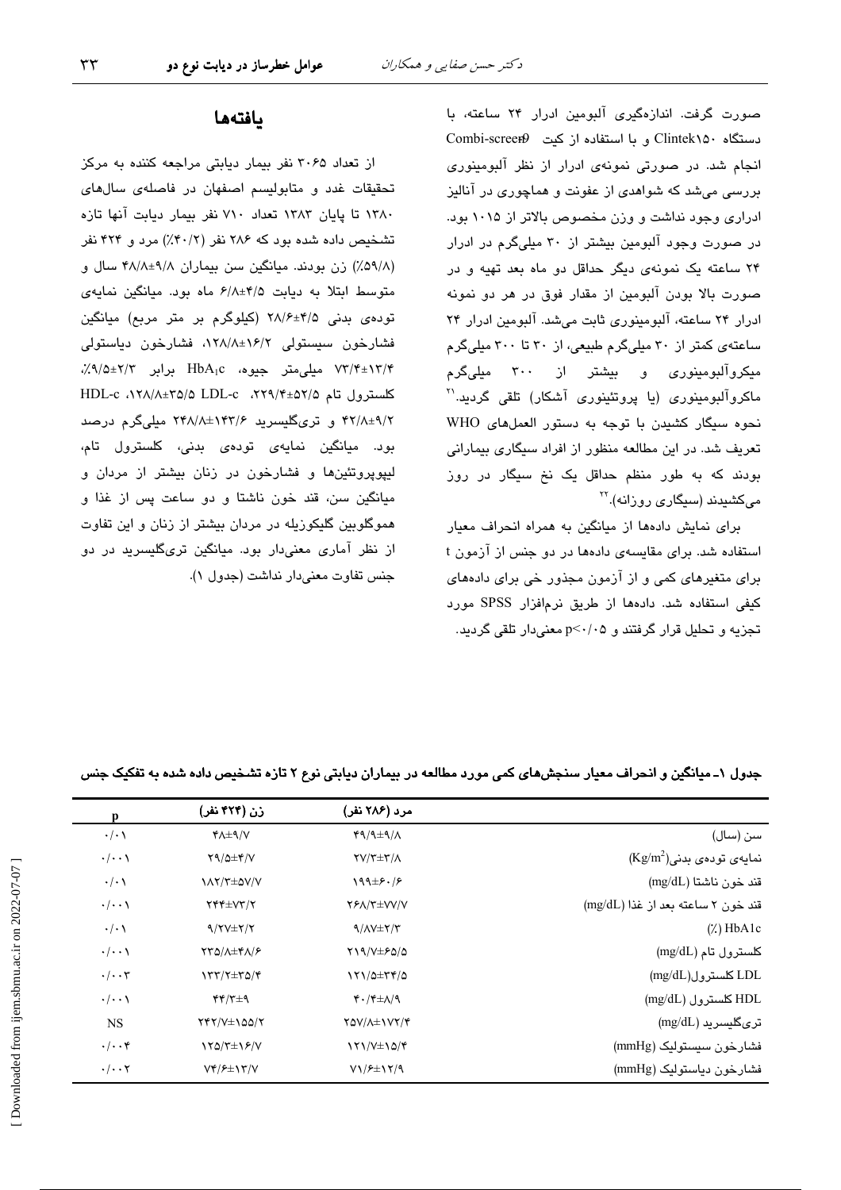صورت گرفت. اندازه‌گیری آلبومین ادرار ۲۴ ساعته، با دستگاه Clintek۱۵۰ و با استفاده از کیت Combi-screen9 انجام شد. در صورتی نمونه‌ی ادرار از نظر آلبومینوری بررسی می‌شد که شواهدی از عفونت و هماچوری در آنالیز ادراری وجود نداشت و وزن مخصوص بالاتر از ۱۰۱۵ بود. در صورت وجود آلبومین بیشتر از ۳۰ میلی‌گرم در ادرار ۲۴ ساعته یک نمونه‌ی دیگر حداقل دو ماه بعد تهیه و در صورت بالا بودن آلبومین از مقدار فوق در هر دو نمونه ادرار ۲۴ ساعته، آلبومینوری ثابت می‌شد. آلبومین ادرار ۲۴ ساعته‌ی کمتر از ۳۰ میلی‌گرم طبیعی، از ۳۰ تا ۳۰۰ میلی‌گرم میکروآلبومینوری و بیشتر از ۳۰۰ میلی‌گرم ماکروآلبومینوری (یا پروتئینوری آشکار) تلقی گردید.[21] نحوه سیگار کشیدن با توجه به دستور العمل‌های WHO تعریف شد. در این مطالعه منظور از افراد سیگاری بیمارانی بودند که به طور منظم حداقل یک نخ سیگار در روز می‌کشیدند (سیگاری روزانه).[22]

برای نمایش داده‌ها از میانگین به همراه انحراف معیار استفاده شد. برای مقایسه‌ی داده‌ها در دو جنس از آزمون t برای متغیرهای کمی و از آزمون مجذور خی برای داده‌های کیفی استفاده شد. داده‌ها از طریق نرم‌افزار SPSS مورد تجزیه و تحلیل قرار گرفتند و p<۰/۰۵ معنی‌دار تلقی گردید.

## یافته‌ها

از تعداد ۳۰۶۵ نفر بیمار دیابتی مراجعه کننده به مرکز تحقیقات غدد و متابولیسم اصفهان در فاصله‌ی سال‌های ۱۳۸۰ تا پایان ۱۳۸۳ تعداد ۷۱۰ نفر بیمار دیابت آنها تازه تشخیص داده شده بود که ۲۸۶ نفر (۴۰/۲٪) مرد و ۴۲۴ نفر (۵۹/۸٪) زن بودند. میانگین سن بیماران ۹/۸±۴۸/۸ سال و متوسط ابتلا به دیابت ۴/۵±۶/۸ ماه بود. میانگین نمایه‌ی توده‌ی بدنی ۴/۵±۲۸/۶ (کیلوگرم بر متر مربع) میانگین فشارخون سیستولی ۱۶/۲±۱۲۸/۸، فشارخون دیاستولی ۱۳/۴±۷۳ میلی‌متر جیوه، $HbA_1c$ برابر ۲/۳±۹/۵٪، کلسترول تام ۵۲/۵±۲۲۹/۴، LDL-c ۳۵/۵±۱۲۸/۸، HDL-c ۹/۲±۴۲/۸ و تری‌گلیسرید ۱۴۳/۶±۲۴۸/۸ میلی‌گرم درصد بود. میانگین نمایه‌ی توده‌ی بدنی، کلسترول تام، لیپوپروتئین‌ها و فشارخون در زنان بیشتر از مردان و میانگین سن، قند خون ناشتا و دو ساعت پس از غذا و هموگلوبین گلیکوزیله در مردان بیشتر از زنان و این تفاوت از نظر آماری معنی‌دار بود. میانگین تری‌گلیسرید در دو جنس تفاوت معنی‌دار نداشت (جدول ۱).

**جدول ۱- میانگین و انحراف معیار سنجش‌های کمی مورد مطالعه در بیماران دیابتی نوع ۲ تازه تشخیص داده شده به تفکیک جنس**

| | مرد (۲۸۶ نفر) | زن (۴۲۴ نفر) | p |
|---|---|---|---|
| سن (سال) | ۴۹/۹±۹/۸ | ۴۸±۹/۷ | ۰/۰۱ |
| نمایه‌ی توده‌ی بدنی($Kg/m^2$) | ۲۷/۳±۳/۸ | ۲۹/۵±۴/۷ | ۰/۰۰۱ |
| قند خون ناشتا (mg/dL) | ۱۹۹±۶۰/۶ | ۱۸۲/۳±۵۷/۷ | ۰/۰۱ |
| قند خون ۲ ساعته بعد از غذا (mg/dL) | ۲۶۸/۳±۷۷/۷ | ۲۴۴±۷۳/۲ | ۰/۰۰۱ |
| HbA1c (٪) | ۹/۸۷±۲/۳ | ۹/۲۷±۲/۲ | ۰/۰۱ |
| کلسترول تام (mg/dL) | ۲۱۹/۷±۶۵/۵ | ۲۳۵/۸±۴۸/۶ | ۰/۰۰۱ |
| LDL کلسترول(mg/dL) | ۱۲۱/۵±۳۴/۵ | ۱۳۳/۲±۳۵/۴ | ۰/۰۰۳ |
| HDL کلسترول (mg/dL) | ۴۰/۴±۸/۹ | ۴۴/۳±۹ | ۰/۰۰۱ |
| تری‌گلیسرید (mg/dL) | ۲۵۷/۸±۱۷۲/۴ | ۲۴۲/۷±۱۵۵/۲ | NS |
| فشارخون سیستولیک (mmHg) | ۱۲۱/۷±۱۵/۴ | ۱۲۵/۳±۱۶/۷ | ۰/۰۰۴ |
| فشارخون دیاستولیک (mmHg) | ۷۱/۶±۱۲/۹ | ۷۴/۶±۱۳/۷ | ۰/۰۰۲ |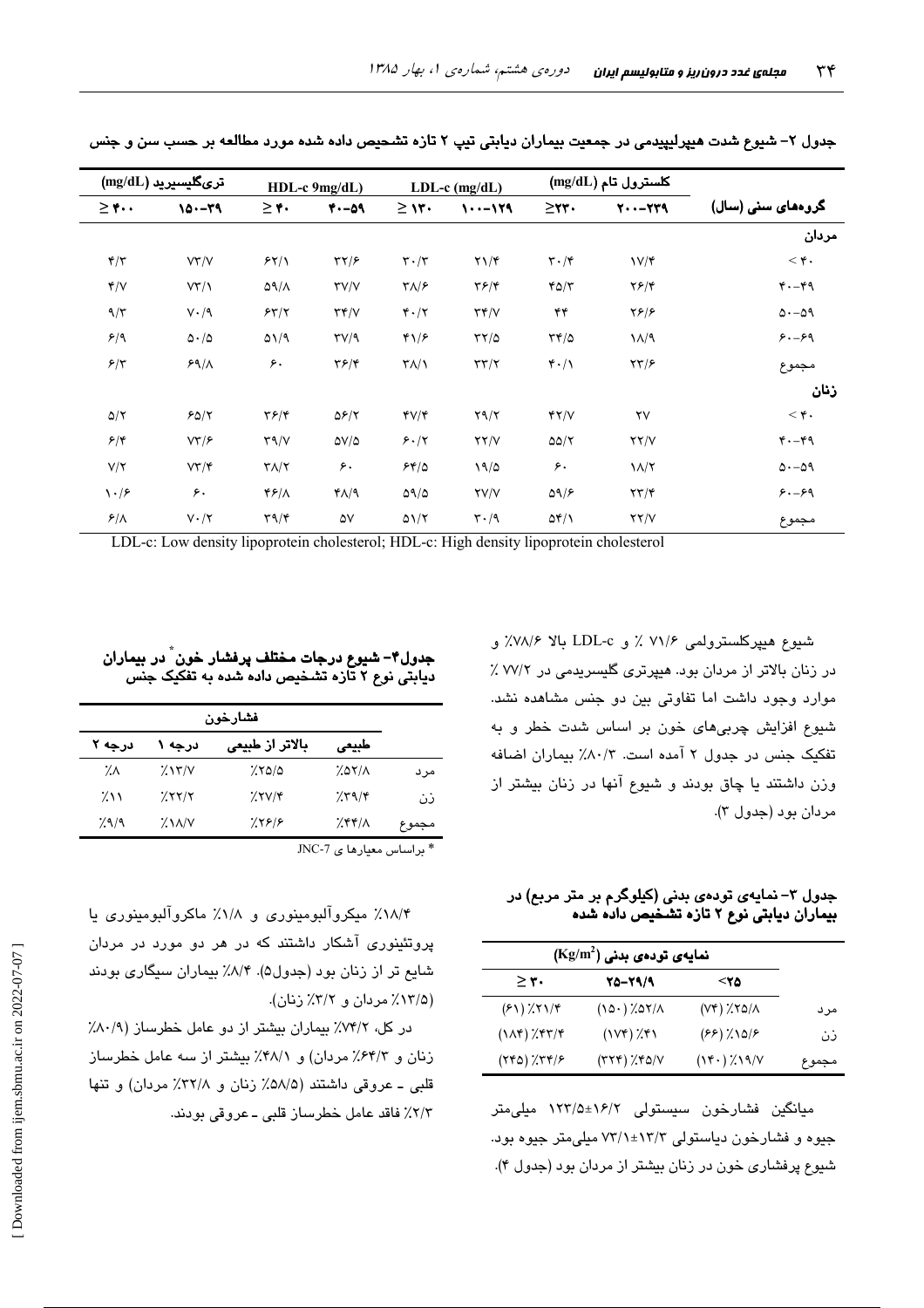جدول ۲- شیوع شدت هیپرلیپیدمی در جمعیت بیماران دیابتی تیپ ۲ تازه تشخیص داده شده مورد مطالعه بر حسب سن و جنس

| گروه‌های سنی (سال) | کلسترول تام (mg/dL) | | LDL-c (mg/dL) | | HDL-c 9mg/dL) | | تری‌گلیسیرید (mg/dL) | |
|---|---|---|---|---|---|---|---|---|
| | ۲۰۰-۲۳۹ | ≥۲۳۰ | ۱۰۰-۱۲۹ | ≥ ۱۳۰ | ۴۰-۵۹ | ≥ ۴۰ | ۱۵۰-۳۹ | ≥ ۴۰۰ |
| **مردان** | | | | | | | | |
| < ۴۰ | ۱۷/۴ | ۳۰/۴ | ۲۱/۴ | ۳۰/۳ | ۳۲/۶ | ۶۲/۱ | ۷۳/۷ | ۴/۳ |
| ۴۰-۴۹ | ۲۶/۴ | ۴۵/۳ | ۳۶/۴ | ۳۸/۶ | ۳۷/۷ | ۵۹/۸ | ۷۳/۱ | ۴/۷ |
| ۵۰-۵۹ | ۲۶/۶ | ۴۴ | ۳۴/۷ | ۴۰/۲ | ۳۴/۷ | ۶۳/۲ | ۷۰/۹ | ۹/۳ |
| ۶۰-۶۹ | ۱۸/۹ | ۳۴/۵ | ۳۲/۵ | ۴۱/۶ | ۳۷/۹ | ۵۱/۹ | ۵۰/۵ | ۶/۹ |
| مجموع | ۲۳/۶ | ۴۰/۱ | ۳۳/۲ | ۳۸/۱ | ۳۶/۴ | ۶۰ | ۶۹/۸ | ۶/۳ |
| **زنان** | | | | | | | | |
| < ۴۰ | ۲۷ | ۴۲/۷ | ۲۹/۲ | ۴۷/۴ | ۵۶/۲ | ۳۶/۴ | ۶۵/۲ | ۵/۲ |
| ۴۰-۴۹ | ۲۲/۷ | ۵۵/۲ | ۲۲/۷ | ۶۰/۲ | ۵۷/۵ | ۳۹/۷ | ۷۳/۶ | ۶/۴ |
| ۵۰-۵۹ | ۱۸/۲ | ۶۰ | ۱۹/۵ | ۶۴/۵ | ۶۰ | ۳۸/۲ | ۷۳/۴ | ۷/۲ |
| ۶۰-۶۹ | ۲۳/۴ | ۵۹/۶ | ۲۷/۷ | ۵۹/۵ | ۴۸/۹ | ۴۶/۸ | ۶۰ | ۱۰/۶ |
| مجموع | ۲۲/۷ | ۵۴/۱ | ۳۰/۹ | ۵۱/۲ | ۵۷ | ۳۹/۴ | ۷۰/۲ | ۶/۸ |

LDL-c: Low density lipoprotein cholesterol; HDL-c: High density lipoprotein cholesterol

شیوع هیپرکلسترولمی ۷۱/۶ ٪ و LDL-c بالا ۷۸/۶٪ و در زنان بالاتر از مردان بود. هیپرتری گلیسریدمی در ۷۷/۲ ٪ موارد وجود داشت اما تفاوتی بین دو جنس مشاهده نشد. شیوع افزایش چربی‌های خون بر اساس شدت خطر و به تفکیک جنس در جدول ۲ آمده است. ۸۰/۳٪ بیماران اضافه وزن داشتند یا چاق بودند و شیوع آنها در زنان بیشتر از مردان بود (جدول ۳).

جدول ۳- نمایه‌ی توده‌ی بدنی (کیلوگرم بر متر مربع) در بیماران دیابتی نوع ۲ تازه تشخیص داده شده

| | نمایه‌ی توده‌ی بدنی ($Kg/m^2$) | | |
|---|---|---|---|
| | <۲۵ | ۲۵-۲۹/۹ | ≥ ۳۰ |
| مرد | (۷۴) ٪۲۵/۸ | (۱۵۰) ٪۵۲/۸ | (۶۱) ٪۲۱/۴ |
| زن | (۶۶) ٪۱۵/۶ | (۱۷۴) ٪۴۱ | (۱۸۴) ٪۴۳/۴ |
| مجموع | (۱۴۰) ٪۱۹/۷ | (۳۲۴) ٪۴۵/۷ | (۲۴۵) ٪۳۴/۶ |

میانگین فشارخون سیستولی ۱۶/۲±۱۲۳/۵ میلی‌متر جیوه و فشارخون دیاستولی ۱۳/۳±۷۳/۱ میلی‌متر جیوه بود. شیوع پرفشاری خون در زنان بیشتر از مردان بود (جدول ۴).

جدول۴- شیوع درجات مختلف پرفشار خون* در بیماران دیابتی نوع ۲ تازه تشخیص داده شده به تفکیک جنس

| | فشارخون | | | |
|---|---|---|---|---|
| | طبیعی | بالاتر از طبیعی | درجه ۱ | درجه ۲ |
| مرد | ٪۵۲/۸ | ٪۲۵/۵ | ٪۱۳/۷ | ٪۸ |
| زن | ٪۳۹/۴ | ٪۲۷/۴ | ٪۲۲/۲ | ٪۱۱ |
| مجموع | ٪۴۴/۸ | ٪۲۶/۶ | ٪۱۸/۷ | ٪۹/۹ |

* براساس معیارها ی JNC-7

۱۸/۴٪ میکروآلبومینوری و ۱/۸٪ ماکروآلبومینوری یا پروتئینوری آشکار داشتند که در هر دو مورد در مردان شایع تر از زنان بود (جدول۵). ۸/۴٪ بیماران سیگاری بودند (۱۳/۵٪ مردان و ۳/۲٪ زنان).

در کل، ۷۴/۲٪ بیماران بیشتر از دو عامل خطرساز (۸۰/۹٪ زنان و ۶۴/۳٪ مردان) و ۴۸/۱٪ بیشتر از سه عامل خطرساز قلبی ـ عروقی داشتند (۵۸/۵٪ زنان و ۳۲/۸٪ مردان) و تنها ۲/۳٪ فاقد عامل خطرساز قلبی ـ عروقی بودند.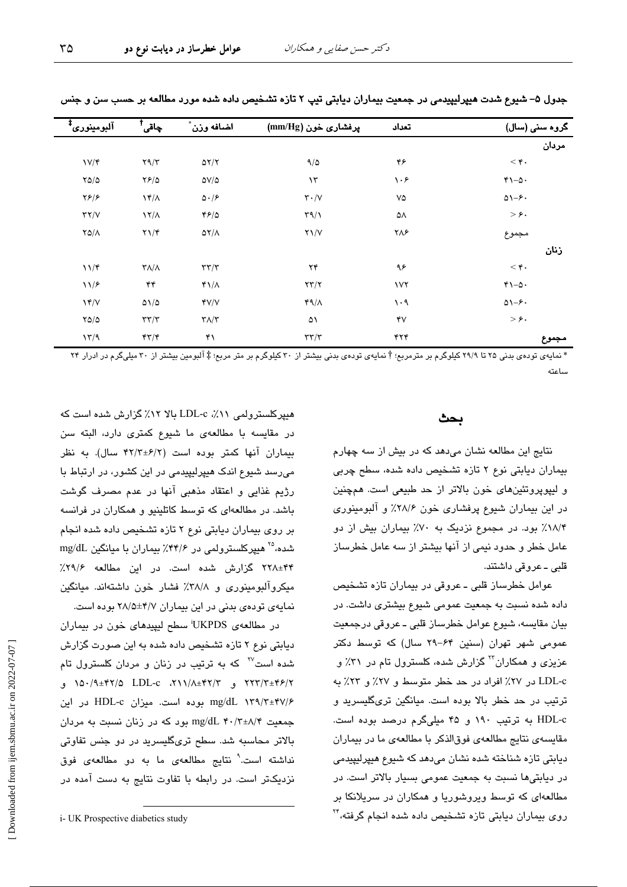جدول ۵- شیوع شدت هیپرلیپیدمی در جمعیت بیماران دیابتی تیپ ۲ تازه تشخیص داده شده مورد مطالعه بر حسب سن و جنس

| گروه سنی (سال) | تعداد | پرفشاری خون (mm/Hg) | اضافه وزن* | چاقی† | آلبومینوری‡ |
|---|---|---|---|---|---|
| **مردان** | | | | | |
| < ۴۰ | ۴۶ | ۹/۵ | ۵۲/۲ | ۲۹/۳ | ۱۷/۴ |
| ۴۱-۵۰ | ۱۰۶ | ۱۳ | ۵۷/۵ | ۲۶/۵ | ۲۵/۵ |
| ۵۱-۶۰ | ۷۵ | ۳۰/۷ | ۵۰/۶ | ۱۴/۸ | ۲۶/۶ |
| > ۶۰ | ۵۸ | ۳۹/۱ | ۴۶/۵ | ۱۲/۸ | ۳۲/۷ |
| مجموع | ۲۸۶ | ۲۱/۷ | ۵۲/۸ | ۲۱/۴ | ۲۵/۸ |
| **زنان** | | | | | |
| < ۴۰ | ۹۶ | ۲۴ | ۳۳/۳ | ۳۸/۸ | ۱۱/۴ |
| ۴۱-۵۰ | ۱۷۲ | ۲۳/۲ | ۴۱/۸ | ۴۴ | ۱۱/۶ |
| ۵۱-۶۰ | ۱۰۹ | ۴۹/۸ | ۴۷/۷ | ۵۱/۵ | ۱۴/۷ |
| > ۶۰ | ۴۷ | ۵۱ | ۳۸/۳ | ۳۳/۳ | ۲۵/۵ |
| **مجموع** | ۴۲۴ | ۳۳/۳ | ۴۱ | ۴۳/۴ | ۱۳/۹ |

* نمایه‌ی توده‌ی بدنی ۲۵ تا ۲۹/۹ کیلوگرم بر مترمربع؛ † نمایه‌ی توده‌ی بدنی بیشتر از ۳۰ کیلوگرم بر متر مربع؛ ‡ آلبومین بیشتر از ۳۰ میلی‌گرم در ادرار ۲۴ ساعته

## بحث

نتایج این مطالعه نشان می‌دهد که در بیش از سه چهارم بیماران دیابتی نوع ۲ تازه تشخیص داده شده، سطح چربی و لیپوپروتئین‌های خون بالاتر از حد طبیعی است. همچنین در این بیماران شیوع پرفشاری خون ۲۸/۶٪ و آلبومینوری ۱۸/۴٪ بود. در مجموع نزدیک به ۷۰٪ بیماران بیش از دو عامل خطر و حدود نیمی از آنها بیشتر از سه عامل خطرساز قلبی ـ عروقی داشتند.

عوامل خطرساز قلبی ـ عروقی در بیماران تازه تشخیص داده شده نسبت به جمعیت عمومی شیوع بیشتری داشت. در بیان مقایسه، شیوع عوامل خطرساز قلبی ـ عروقی درجمعیت عمومی شهر تهران (سنین ۶۴-۲۹ سال) که توسط دکتر عزیزی و همکاران[۲۳] گزارش شده، کلسترول تام در ۳۱٪ و LDL-c در ۲۷٪ افراد در حد خطر متوسط و ۲۷٪ و ۲۳٪ به ترتیب در حد خطر بالا بوده است. میانگین تری‌گلیسرید و HDL-c به ترتیب ۱۹۰ و ۴۵ میلی‌گرم درصد بوده است. مقایسه‌ی نتایج مطالعه‌ی فوق‌الذکر با مطالعه‌ی ما در بیماران دیابتی تازه شناخته شده نشان می‌دهد که شیوع هیپرلیپیدمی در دیابتی‌ها نسبت به جمعیت عمومی بسیار بالاتر است. در مطالعه‌ای که توسط ویروشوریا و همکاران در سریلانکا بر روی بیماران دیابتی تازه تشخیص داده شده انجام گرفته،[۲۴] هیپرکلسترولمی ۱۱٪، LDL-c بالا ۱۲٪ گزارش شده است که در مقایسه با مطالعه‌ی ما شیوع کمتری دارد، البته سن بیماران آنها کمتر بوده است (۶/۲±۴۲/۳ سال). به نظر می‌رسد شیوع اندک هیپرلیپیدمی در این کشور، در ارتباط با رژیم غذایی و اعتقاد مذهبی آنها در عدم مصرف گوشت باشد. در مطالعه‌ای که توسط کاتلینو و همکاران در فرانسه بر روی بیماران دیابتی نوع ۲ تازه تشخیص داده شده انجام شده،[۲۵] هیپرکلسترولمی در ۴۴/۶٪ بیماران با میانگین mg/dL ۴۴±۲۲۸ گزارش شده است. در این مطالعه ۲۹/۶٪ میکروآلبومینوری و ۳۸/۸٪ فشار خون داشته‌اند. میانگین نمایه‌ی توده‌ی بدنی در این بیماران ۴/۷±۲۸/۵ بوده است.

در مطالعه‌ی UKPDS[i] سطح لیپیدهای خون در بیماران دیابتی نوع ۲ تازه تشخیص داده شده به این صورت گزارش شده است[۲۷] که به ترتیب در زنان و مردان کلسترول تام ۴۶/۲±۲۲۳/۳ و ۴۲/۳±۲۱۱/۸، LDL-c ۴۲/۵±۱۵۰/۹ و ۴۷/۶±۱۳۹/۳ mg/dL بوده است. میزان HDL-c در این جمعیت ۸/۴±۴۰/۳ mg/dL بود که در زنان نسبت به مردان بالاتر محاسبه شد. سطح تری‌گلیسرید در دو جنس تفاوتی نداشته است.[۹] نتایج مطالعه‌ی ما به دو مطالعه‌ی فوق نزدیک‌تر است. در رابطه با تفاوت نتایج به دست آمده در

i- UK Prospective diabetics study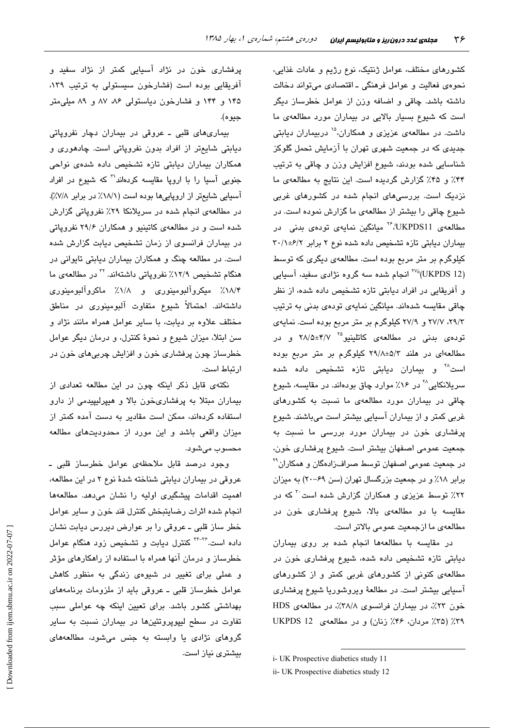کشورهای مختلف، عوامل ژنتیک، نوع رژیم و عادات غذایی، نحوه‌ی فعالیت و عوامل فرهنگی ـ اقتصادی می‌تواند دخالت داشته باشد. چاقی و اضافه وزن از عوامل خطرساز دیگر است که شیوع بسیار بالایی در بیماران مورد مطالعه‌ی ما داشت. در مطالعه‌ی عزیزی و همکاران،[۱۵] دربیماران دیابتی جدیدی که در جمعیت شهری تهران با آزمایش تحمل گلوکز شناسایی شده بودند، شیوع افزایش وزن و چاقی به ترتیب ۴۴٪ و ۴۵٪ گزارش گردیده است. این نتایج به مطالعه‌ی ما نزدیک است. بررسی‌های انجام شده در کشورهای غربی شیوع چاقی را بیشتر از مطالعه‌ی ما گزارش نموده است. در مطالعه‌ی UKPDS11[i]،[۲۶] میانگین نمایه‌ی توده‌ی بدنی در بیماران دیابتی تازه تشخیص داده شده نوع ۲ برابر ۶/۲±۳۰/۱ کیلوگرم بر متر مربع بوده است. مطالعه‌ی دیگری که توسط (UKPDS 12)[ii][۲۷] انجام شده سه گروه نژادی سفید، آسیایی و آفریقایی در افراد دیابتی تازه تشخیص داده شده، از نظر چاقی مقایسه شده‌اند. میانگین نمایه‌ی توده‌ی بدنی به ترتیب ۲۹/۳، ۲۷/۷ و ۲۷/۹ کیلوگرم بر متر مربع بوده است. نمایه‌ی توده‌ی بدنی در مطالعه‌ی کاتلینیو[۲۵] ۴/۷±۲۸/۵ و در مطالعه‌ای در هلند ۵/۳±۲۹/۸ کیلوگرم بر متر مربع بوده است[۲۸] و بیماران دیابتی تازه تشخیص داده شده سریلانکایی[۲۸] در ۱۶٪ موارد چاق بوده‌اند. در مقایسه، شیوع چاقی در بیماران مورد مطالعه‌ی ما نسبت به کشورهای غربی کمتر و از بیماران آسیایی بیشتر است می‌باشند. شیوع پرفشاری خون در بیماران مورد بررسی ما نسبت به جمعیت عمومی اصفهان بیشتر است. شیوع پرفشاری خون، در جمعیت عمومی اصفهان توسط صراف‌زادگان و همکاران[۲۹] برابر ۱۸٪ و در جمعیت بزرگسال تهران (سن ۶۹-۲۰) به میزان ۲۲٪ توسط عزیزی و همکاران گزارش شده است[۳۰] که در مقایسه با دو مطالعه‌ی بالا، شیوع پرفشاری خون در مطالعه‌ی ما ازجمعیت عمومی بالاتر است.

در مقایسه با مطالعه‌ها انجام شده بر روی بیماران دیابتی تازه تشخیص داده شده، شیوع پرفشاری خون در مطالعه‌ی کنونی از کشورهای غربی کمتر و از کشورهای آسیایی بیشتر است. در مطالعهٔ ویروشوریا شیوع پرفشاری خون ۲۳٪، در بیماران فرانسوی ۳۸/۸٪، در مطالعه‌ی HDS ۳۹٪ (۳۵٪ مردان، ۴۶٪ زنان) و در مطالعه‌ی UKPDS 12 پرفشاری خون در نژاد آسیایی کمتر از نژاد سفید و آفریقایی بوده است (فشارخون سیستولی به ترتیب ۱۳۹، ۱۴۵ و ۱۴۴ و فشارخون دیاستولی ۸۶، ۸۷ و ۸۹ میلی‌متر جیوه).

بیماری‌های قلبی ـ عروقی در بیماران دچار نفروپاتی دیابتی شایع‌تر از افراد بدون نفروپاتی است. چادهوری و همکاران بیماران دیابتی تازه تشخیص داده شده‌ی نواحی جنوبی آسیا را با اروپا مقایسه کرده‌اند[۳۱] که شیوع در افراد آسیایی شایع‌تر از اروپایی‌ها بوده است (۱۸/۱٪ در برابر ۷/۸٪). در مطالعه‌ی انجام شده در سریلانکا ۲۹٪ نفروپاتی گزارش شده است و در مطالعه‌ی کاتینیو و همکاران ۲۹/۶ نفروپاتی در بیماران فرانسوی از زمان تشخیص دیابت گزارش شده است. در مطالعه چنگ و همکاران بیماران دیابتی تایوانی در هنگام تشخیص ۱۲/۹٪ نفروپاتی داشته‌اند.[۳۲] در مطالعه‌ی ما ۱۸/۴٪ میکروآلبومینوری و ۱/۸٪ ماکروآلبومینوری داشته‌اند. احتمالاً شیوع متفاوت آلبومینوری در مناطق مختلف علاوه بر دیابت، با سایر عوامل همراه مانند نژاد و سن ابتلا، میزان شیوع و نحوهٔ کنترل، و درمان دیگر عوامل خطرساز چون پرفشاری خون و افزایش چربی‌های خون در ارتباط است.

نکته‌ی قابل ذکر اینکه چون در این مطالعه تعدادی از بیماران مبتلا به پرفشاری‌خون بالا و هیپرلیپیدمی از دارو استفاده کرده‌اند، ممکن است مقادیر به دست آمده کمتر از میزان واقعی باشد و این مورد از محدودیت‌های مطالعه محسوب می‌شود.

وجود درصد قابل ملاحظه‌ی عوامل خطرساز قلبی ـ عروقی در بیماران دیابتی شناخته شدهٔ نوع ۲ در این مطالعه، اهمیت اقدامات پیشگیری اولیه را نشان می‌دهد. مطالعه‌ها انجام شده اثرات رضایتبخش کنترل قند خون و سایر عوامل خطر ساز قلبی ـ عروقی را بر عوارض دیررس دیابت نشان داده است.[۳۶-۳۳] کنترل دیابت و تشخیص زود هنگام عوامل خطرساز و درمان آنها همراه با استفاده از راهکارهای مؤثر و عملی برای تغییر در شیوه‌ی زندگی به منظور کاهش عوامل خطرساز قلبی ـ عروقی باید از ملزومات برنامه‌های بهداشتی کشور باشد. برای تعیین اینکه چه عواملی سبب تفاوت در سطح لیپوپروتئین‌ها در بیماران نسبت به سایر گروه‌های نژادی یا وابسته به جنس می‌شود، مطالعه‌های بیشتری نیاز است.

---

i- UK Prospective diabetics study 11

ii- UK Prospective diabetics study 12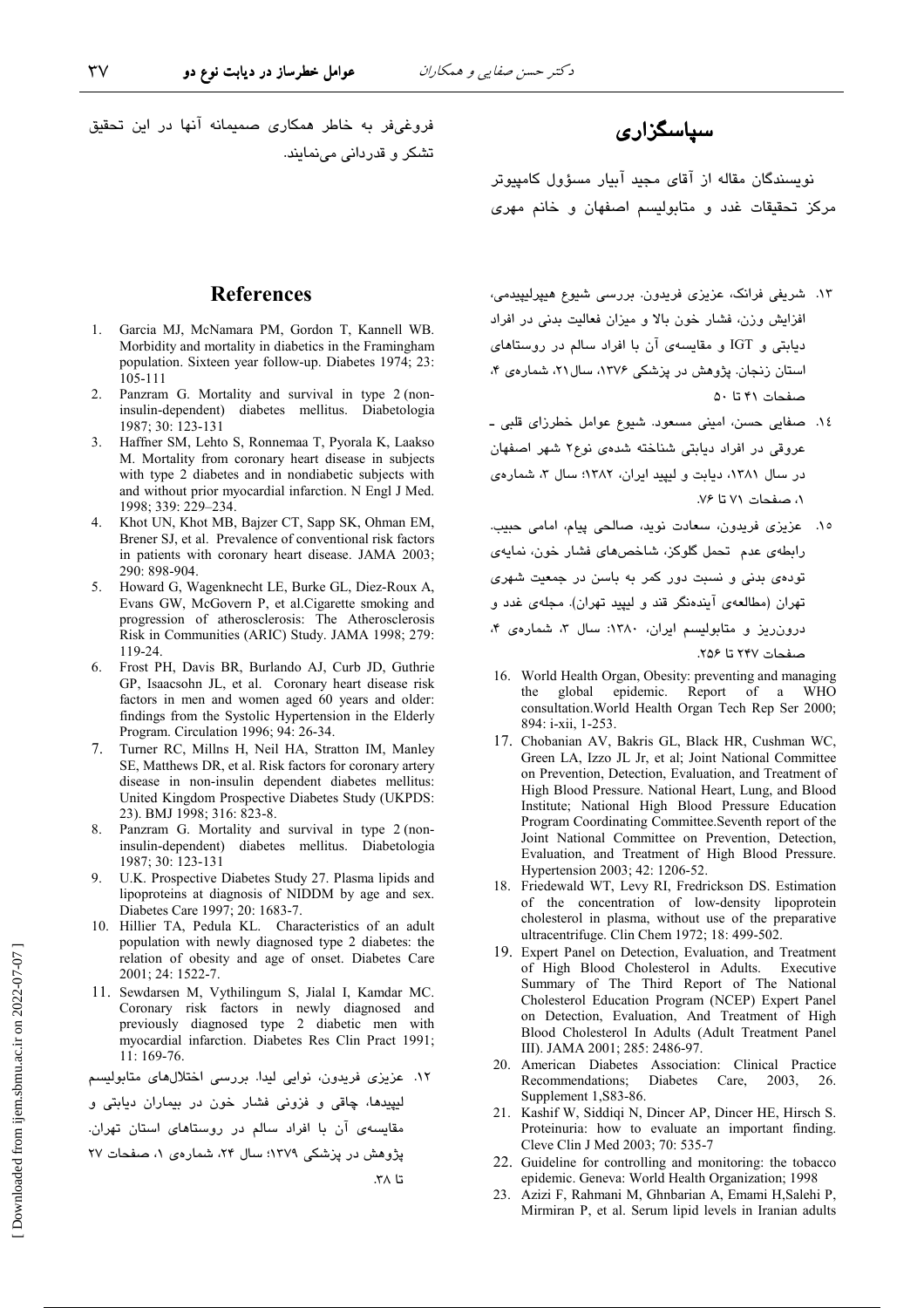## سپاسگزاری

نویسندگان مقاله از آقای مجید آبیار مسؤول کامپیوتر مرکز تحقیقات غدد و متابولیسم اصفهان و خانم مهری فروغی‌فر به خاطر همکاری صمیمانه آنها در این تحقیق تشکر و قدردانی می‌نمایند.

## References

1. Garcia MJ, McNamara PM, Gordon T, Kannell WB. Morbidity and mortality in diabetics in the Framingham population. Sixteen year follow-up. Diabetes 1974; 23: 105-111
2. Panzram G. Mortality and survival in type 2 (non-insulin-dependent) diabetes mellitus. Diabetologia 1987; 30: 123-131
3. Haffner SM, Lehto S, Ronnemaa T, Pyorala K, Laakso M. Mortality from coronary heart disease in subjects with type 2 diabetes and in nondiabetic subjects with and without prior myocardial infarction. N Engl J Med. 1998; 339: 229–234.
4. Khot UN, Khot MB, Bajzer CT, Sapp SK, Ohman EM, Brener SJ, et al. Prevalence of conventional risk factors in patients with coronary heart disease. JAMA 2003; 290: 898-904.
5. Howard G, Wagenknecht LE, Burke GL, Diez-Roux A, Evans GW, McGovern P, et al.Cigarette smoking and progression of atherosclerosis: The Atherosclerosis Risk in Communities (ARIC) Study. JAMA 1998; 279: 119-24.
6. Frost PH, Davis BR, Burlando AJ, Curb JD, Guthrie GP, Isaacsohn JL, et al. Coronary heart disease risk factors in men and women aged 60 years and older: findings from the Systolic Hypertension in the Elderly Program. Circulation 1996; 94: 26-34.
7. Turner RC, Millns H, Neil HA, Stratton IM, Manley SE, Matthews DR, et al. Risk factors for coronary artery disease in non-insulin dependent diabetes mellitus: United Kingdom Prospective Diabetes Study (UKPDS: 23). BMJ 1998; 316: 823-8.
8. Panzram G. Mortality and survival in type 2 (non-insulin-dependent) diabetes mellitus. Diabetologia 1987; 30: 123-131
9. U.K. Prospective Diabetes Study 27. Plasma lipids and lipoproteins at diagnosis of NIDDM by age and sex. Diabetes Care 1997; 20: 1683-7.
10. Hillier TA, Pedula KL. Characteristics of an adult population with newly diagnosed type 2 diabetes: the relation of obesity and age of onset. Diabetes Care 2001; 24: 1522-7.
11. Sewdarsen M, Vythilingum S, Jialal I, Kamdar MC. Coronary risk factors in newly diagnosed and previously diagnosed type 2 diabetic men with myocardial infarction. Diabetes Res Clin Pract 1991; 11: 169-76.

۱۲. عزیزی فریدون، نوایی لیدا. بررسی اختلال‌های متابولیسم لیپیدها، چاقی و فزونی فشار خون در بیماران دیابتی و مقایسه‌ی آن با افراد سالم در روستاهای استان تهران. پژوهش در پزشکی ۱۳۷۹؛ سال ۲۴، شماره‌ی ۱، صفحات ۲۷ تا ۳۸.

۱۳. شریفی فرانک، عزیزی فریدون. بررسی شیوع هیپرلیپیدمی، افزایش وزن، فشار خون بالا و میزان فعالیت بدنی در افراد دیابتی و IGT و مقایسه‌ی آن با افراد سالم در روستاهای استان زنجان. پژوهش در پزشکی ۱۳۷۶، سال۲۱، شماره‌ی ۴، صفحات ۴۱ تا ۵۰

۱٤. صفایی حسن، امینی مسعود. شیوع عوامل خطرزای قلبی ـ عروقی در افراد دیابتی شناخته شده‌ی نوع۲ شهر اصفهان در سال ۱۳۸۱، دیابت و لیپید ایران، ۱۳۸۲؛ سال ۳، شماره‌ی ۱، صفحات ۷۱ تا ۷۶.

۱۵. عزیزی فریدون، سعادت نوید، صالحی پیام، امامی حبیب. رابطه‌ی عدم تحمل گلوکز، شاخص‌های فشار خون، نمایه‌ی توده‌ی بدنی و نسبت دور کمر به باسن در جمعیت شهری تهران (مطالعه‌ی آینده‌نگر قند و لیپید تهران). مجله‌ی غدد و درون‌ریز و متابولیسم ایران، ۱۳۸۰: سال ۳، شماره‌ی ۴، صفحات ۲۴۷ تا ۲۵۶.

16. World Health Organ, Obesity: preventing and managing the global epidemic. Report of a WHO consultation.World Health Organ Tech Rep Ser 2000; 894: i-xii, 1-253.
17. Chobanian AV, Bakris GL, Black HR, Cushman WC, Green LA, Izzo JL Jr, et al; Joint National Committee on Prevention, Detection, Evaluation, and Treatment of High Blood Pressure. National Heart, Lung, and Blood Institute; National High Blood Pressure Education Program Coordinating Committee.Seventh report of the Joint National Committee on Prevention, Detection, Evaluation, and Treatment of High Blood Pressure. Hypertension 2003; 42: 1206-52.
18. Friedewald WT, Levy RI, Fredrickson DS. Estimation of the concentration of low-density lipoprotein cholesterol in plasma, without use of the preparative ultracentrifuge. Clin Chem 1972; 18: 499-502.
19. Expert Panel on Detection, Evaluation, and Treatment of High Blood Cholesterol in Adults. Executive Summary of The Third Report of The National Cholesterol Education Program (NCEP) Expert Panel on Detection, Evaluation, And Treatment of High Blood Cholesterol In Adults (Adult Treatment Panel III). JAMA 2001; 285: 2486-97.
20. American Diabetes Association: Clinical Practice Recommendations; Diabetes Care, 2003, 26. Supplement 1,S83-86.
21. Kashif W, Siddiqi N, Dincer AP, Dincer HE, Hirsch S. Proteinuria: how to evaluate an important finding. Cleve Clin J Med 2003; 70: 535-7
22. Guideline for controlling and monitoring: the tobacco epidemic. Geneva: World Health Organization; 1998
23. Azizi F, Rahmani M, Ghnbarian A, Emami H,Salehi P, Mirmiran P, et al. Serum lipid levels in Iranian adults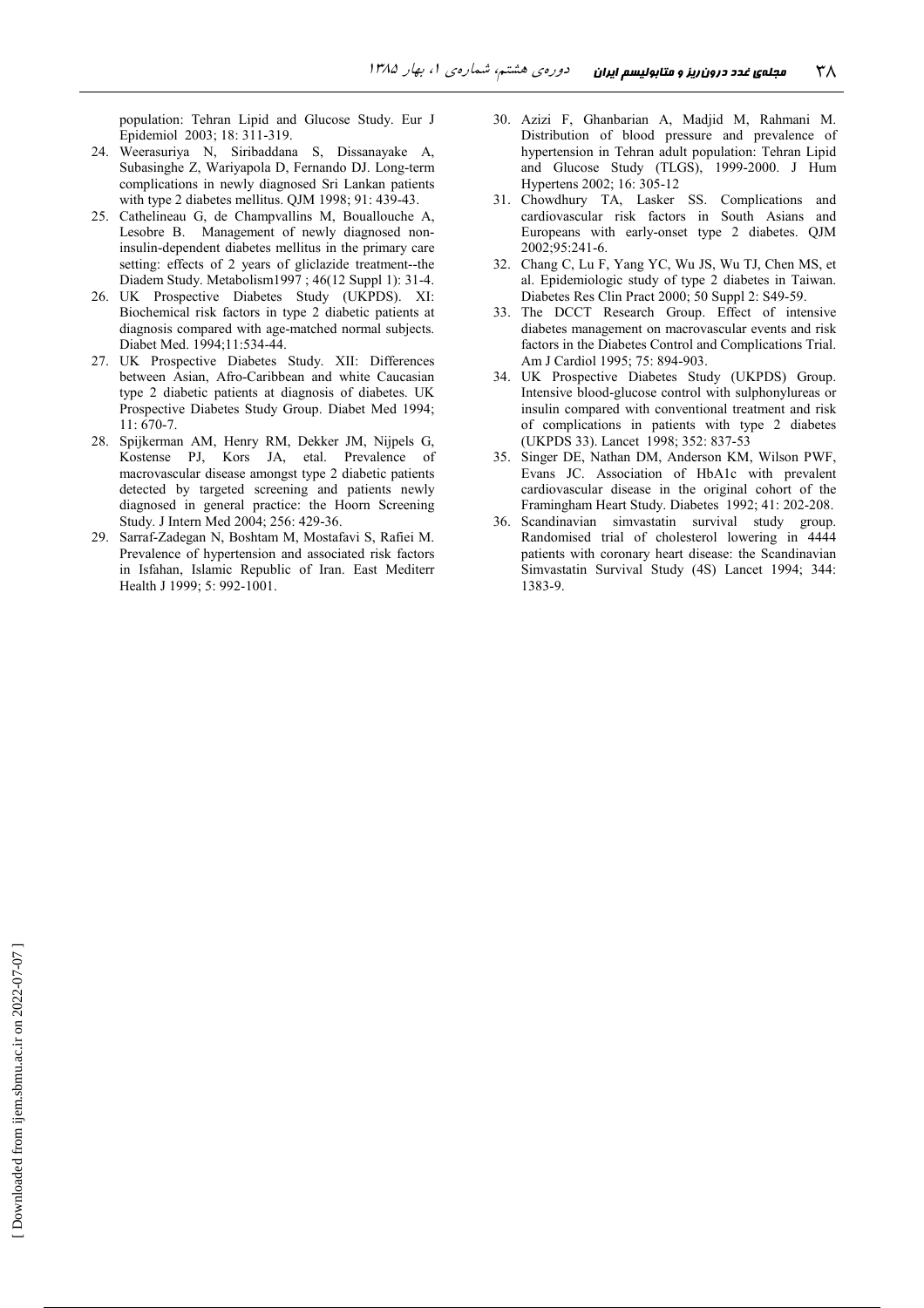population: Tehran Lipid and Glucose Study. Eur J Epidemiol 2003; 18: 311-319.

24. Weerasuriya N, Siribaddana S, Dissanayake A, Subasinghe Z, Wariyapola D, Fernando DJ. Long-term complications in newly diagnosed Sri Lankan patients with type 2 diabetes mellitus. QJM 1998; 91: 439-43.
25. Cathelineau G, de Champvallins M, Bouallouche A, Lesobre B. Management of newly diagnosed non-insulin-dependent diabetes mellitus in the primary care setting: effects of 2 years of gliclazide treatment--the Diadem Study. Metabolism1997 ; 46(12 Suppl 1): 31-4.
26. UK Prospective Diabetes Study (UKPDS). XI: Biochemical risk factors in type 2 diabetic patients at diagnosis compared with age-matched normal subjects. Diabet Med. 1994;11:534-44.
27. UK Prospective Diabetes Study. XII: Differences between Asian, Afro-Caribbean and white Caucasian type 2 diabetic patients at diagnosis of diabetes. UK Prospective Diabetes Study Group. Diabet Med 1994; 11: 670-7.
28. Spijkerman AM, Henry RM, Dekker JM, Nijpels G, Kostense PJ, Kors JA, etal. Prevalence of macrovascular disease amongst type 2 diabetic patients detected by targeted screening and patients newly diagnosed in general practice: the Hoorn Screening Study. J Intern Med 2004; 256: 429-36.
29. Sarraf-Zadegan N, Boshtam M, Mostafavi S, Rafiei M. Prevalence of hypertension and associated risk factors in Isfahan, Islamic Republic of Iran. East Mediterr Health J 1999; 5: 992-1001.
30. Azizi F, Ghanbarian A, Madjid M, Rahmani M. Distribution of blood pressure and prevalence of hypertension in Tehran adult population: Tehran Lipid and Glucose Study (TLGS), 1999-2000. J Hum Hypertens 2002; 16: 305-12
31. Chowdhury TA, Lasker SS. Complications and cardiovascular risk factors in South Asians and Europeans with early-onset type 2 diabetes. QJM 2002;95:241-6.
32. Chang C, Lu F, Yang YC, Wu JS, Wu TJ, Chen MS, et al. Epidemiologic study of type 2 diabetes in Taiwan. Diabetes Res Clin Pract 2000; 50 Suppl 2: S49-59.
33. The DCCT Research Group. Effect of intensive diabetes management on macrovascular events and risk factors in the Diabetes Control and Complications Trial. Am J Cardiol 1995; 75: 894-903.
34. UK Prospective Diabetes Study (UKPDS) Group. Intensive blood-glucose control with sulphonylureas or insulin compared with conventional treatment and risk of complications in patients with type 2 diabetes (UKPDS 33). Lancet 1998; 352: 837-53
35. Singer DE, Nathan DM, Anderson KM, Wilson PWF, Evans JC. Association of HbA1c with prevalent cardiovascular disease in the original cohort of the Framingham Heart Study. Diabetes 1992; 41: 202-208.
36. Scandinavian simvastatin survival study group. Randomised trial of cholesterol lowering in 4444 patients with coronary heart disease: the Scandinavian Simvastatin Survival Study (4S) Lancet 1994; 344: 1383-9.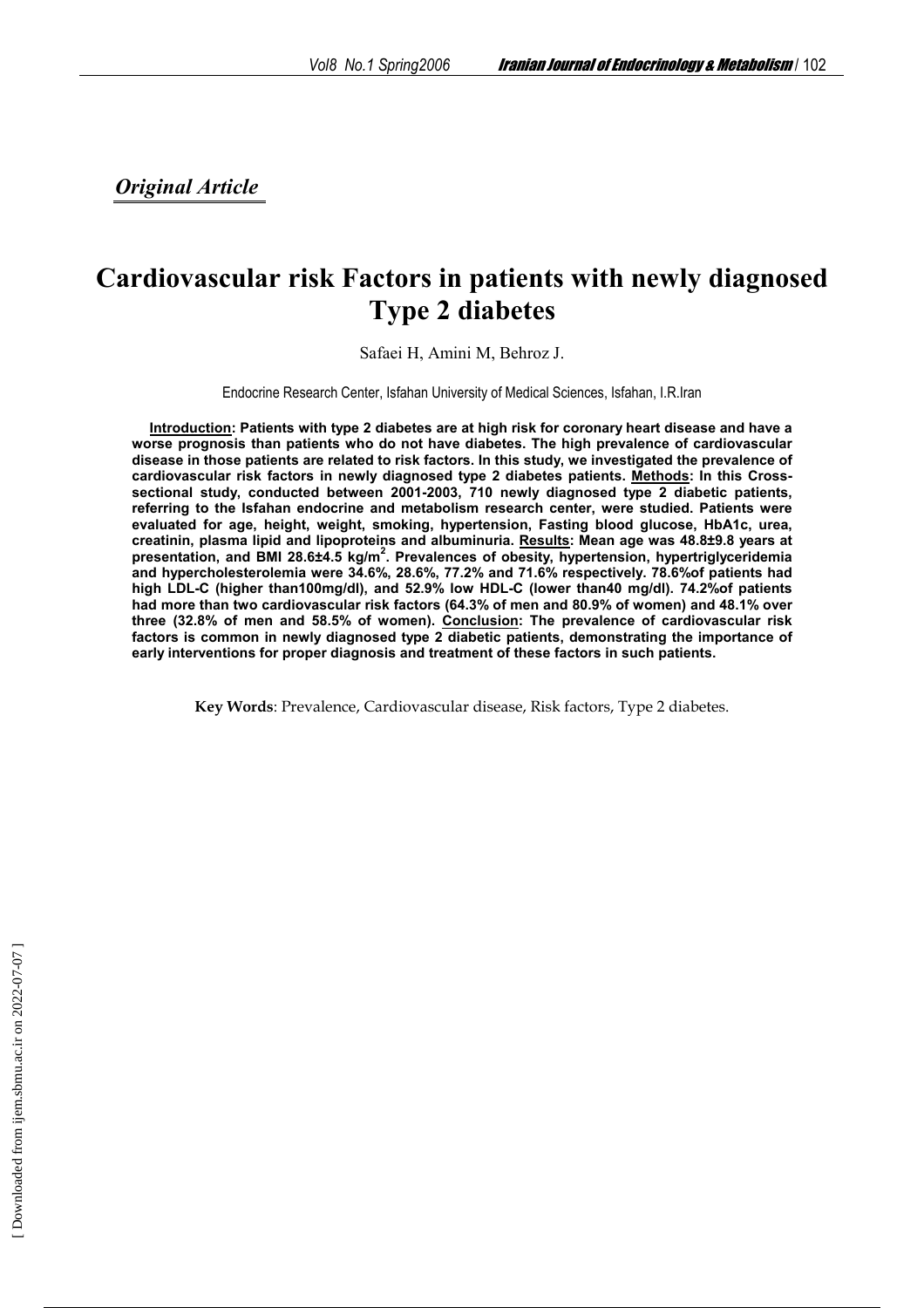*Original Article*

# Cardiovascular risk Factors in patients with newly diagnosed Type 2 diabetes

Safaei H, Amini M, Behroz J.

Endocrine Research Center, Isfahan University of Medical Sciences, Isfahan, I.R.Iran

**Introduction: Patients with type 2 diabetes are at high risk for coronary heart disease and have a worse prognosis than patients who do not have diabetes. The high prevalence of cardiovascular disease in those patients are related to risk factors. In this study, we investigated the prevalence of cardiovascular risk factors in newly diagnosed type 2 diabetes patients. Methods: In this Cross-sectional study, conducted between 2001-2003, 710 newly diagnosed type 2 diabetic patients, referring to the Isfahan endocrine and metabolism research center, were studied. Patients were evaluated for age, height, weight, smoking, hypertension, Fasting blood glucose, HbA1c, urea, creatinin, plasma lipid and lipoproteins and albuminuria. Results: Mean age was 48.8±9.8 years at presentation, and BMI 28.6±4.5 kg/m$^2$. Prevalences of obesity, hypertension, hypertriglyceridemia and hypercholesterolemia were 34.6%, 28.6%, 77.2% and 71.6% respectively. 78.6%of patients had high LDL-C (higher than100mg/dl), and 52.9% low HDL-C (lower than40 mg/dl). 74.2%of patients had more than two cardiovascular risk factors (64.3% of men and 80.9% of women) and 48.1% over three (32.8% of men and 58.5% of women). Conclusion: The prevalence of cardiovascular risk factors is common in newly diagnosed type 2 diabetic patients, demonstrating the importance of early interventions for proper diagnosis and treatment of these factors in such patients.**

**Key Words**: Prevalence, Cardiovascular disease, Risk factors, Type 2 diabetes.